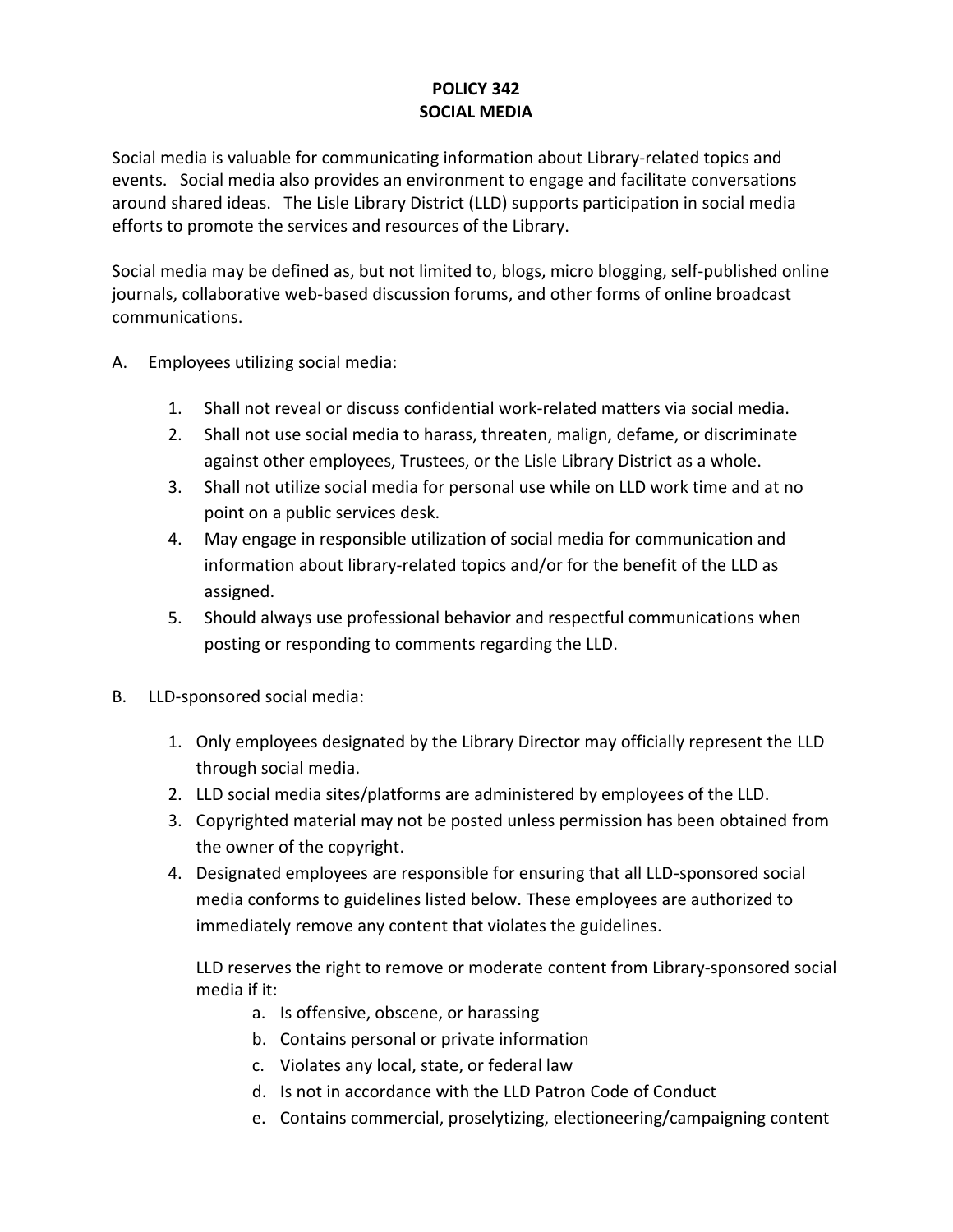# POLICY 342
# SOCIAL MEDIA

Social media is valuable for communicating information about Library-related topics and events. Social media also provides an environment to engage and facilitate conversations around shared ideas. The Lisle Library District (LLD) supports participation in social media efforts to promote the services and resources of the Library.

Social media may be defined as, but not limited to, blogs, micro blogging, self-published online journals, collaborative web-based discussion forums, and other forms of online broadcast communications.

A. Employees utilizing social media:

1. Shall not reveal or discuss confidential work-related matters via social media.
2. Shall not use social media to harass, threaten, malign, defame, or discriminate against other employees, Trustees, or the Lisle Library District as a whole.
3. Shall not utilize social media for personal use while on LLD work time and at no point on a public services desk.
4. May engage in responsible utilization of social media for communication and information about library-related topics and/or for the benefit of the LLD as assigned.
5. Should always use professional behavior and respectful communications when posting or responding to comments regarding the LLD.

B. LLD-sponsored social media:

1. Only employees designated by the Library Director may officially represent the LLD through social media.
2. LLD social media sites/platforms are administered by employees of the LLD.
3. Copyrighted material may not be posted unless permission has been obtained from the owner of the copyright.
4. Designated employees are responsible for ensuring that all LLD-sponsored social media conforms to guidelines listed below. These employees are authorized to immediately remove any content that violates the guidelines.

   LLD reserves the right to remove or moderate content from Library-sponsored social media if it:

   a. Is offensive, obscene, or harassing
   b. Contains personal or private information
   c. Violates any local, state, or federal law
   d. Is not in accordance with the LLD Patron Code of Conduct
   e. Contains commercial, proselytizing, electioneering/campaigning content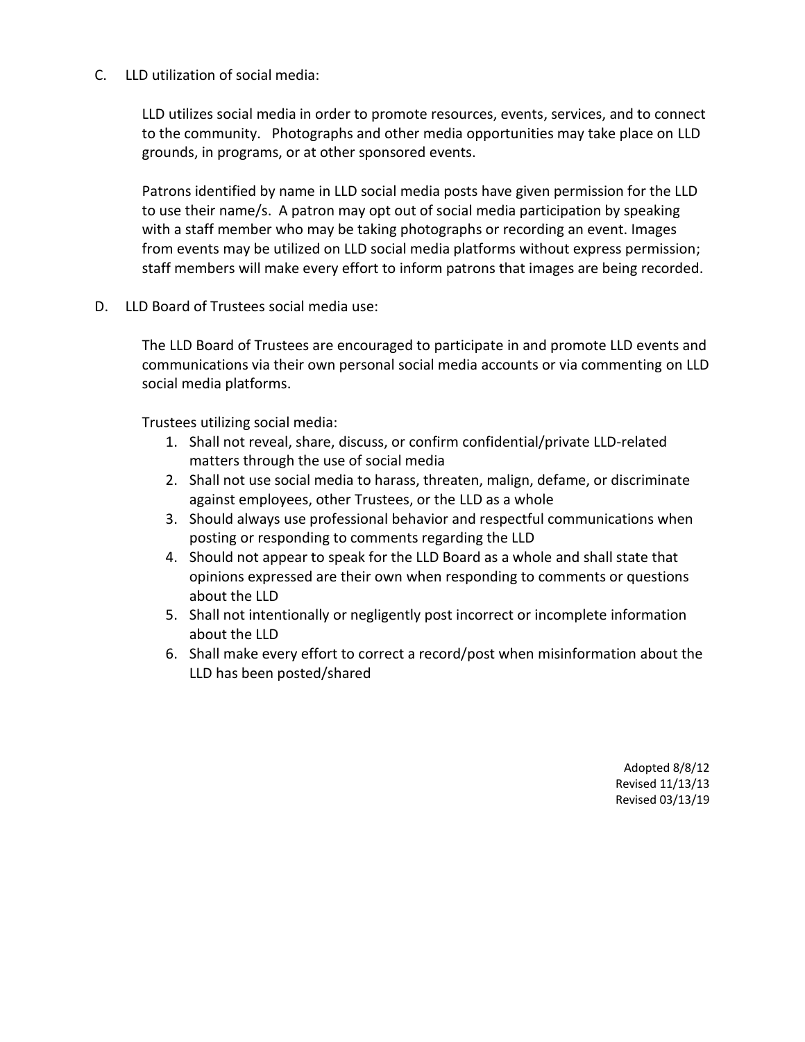C. LLD utilization of social media:

LLD utilizes social media in order to promote resources, events, services, and to connect to the community. Photographs and other media opportunities may take place on LLD grounds, in programs, or at other sponsored events.

Patrons identified by name in LLD social media posts have given permission for the LLD to use their name/s. A patron may opt out of social media participation by speaking with a staff member who may be taking photographs or recording an event. Images from events may be utilized on LLD social media platforms without express permission; staff members will make every effort to inform patrons that images are being recorded.

D. LLD Board of Trustees social media use:

The LLD Board of Trustees are encouraged to participate in and promote LLD events and communications via their own personal social media accounts or via commenting on LLD social media platforms.

Trustees utilizing social media:

1. Shall not reveal, share, discuss, or confirm confidential/private LLD-related matters through the use of social media
2. Shall not use social media to harass, threaten, malign, defame, or discriminate against employees, other Trustees, or the LLD as a whole
3. Should always use professional behavior and respectful communications when posting or responding to comments regarding the LLD
4. Should not appear to speak for the LLD Board as a whole and shall state that opinions expressed are their own when responding to comments or questions about the LLD
5. Shall not intentionally or negligently post incorrect or incomplete information about the LLD
6. Shall make every effort to correct a record/post when misinformation about the LLD has been posted/shared

Adopted 8/8/12
Revised 11/13/13
Revised 03/13/19